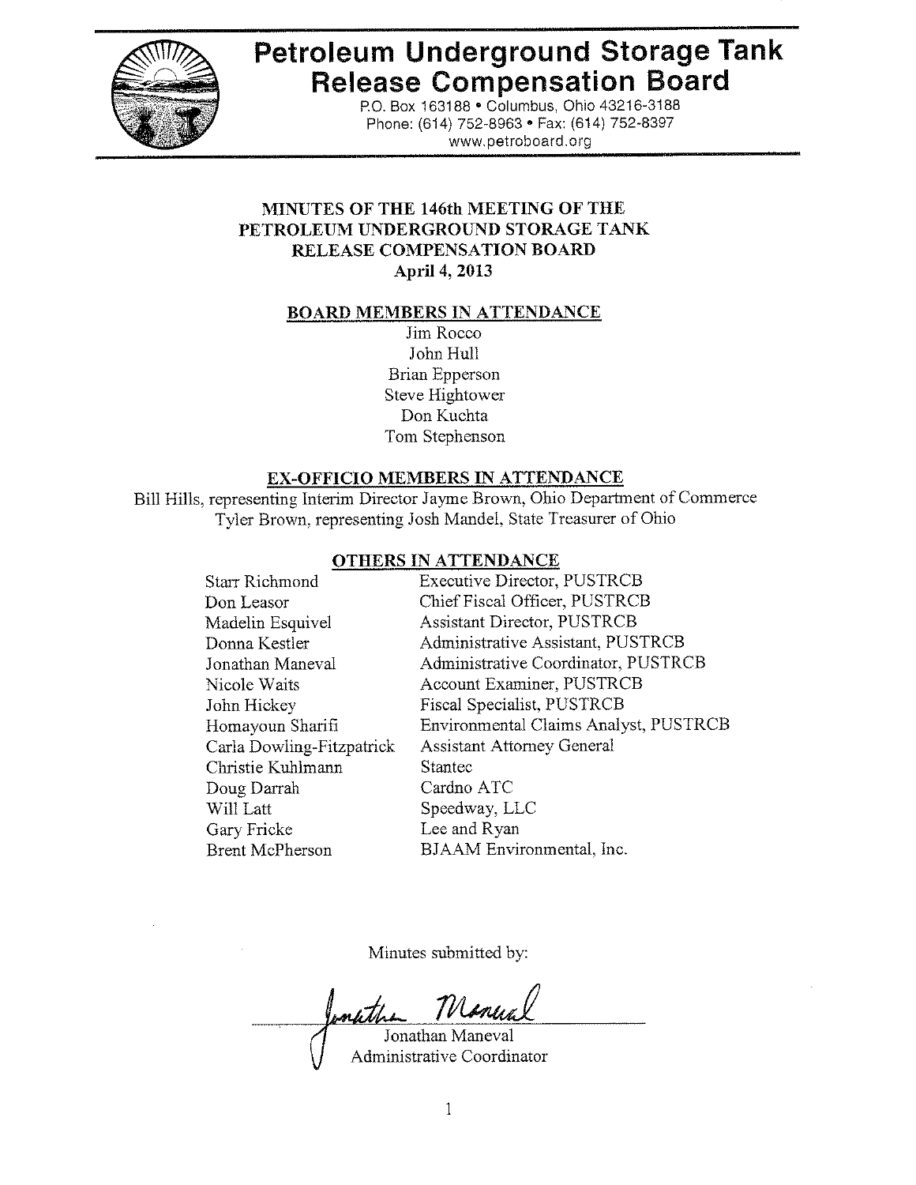# Petroleum Underground Storage Tank Release Compensation Board

P.O. Box 163188 • Columbus, Ohio 43216-3188
Phone: (614) 752-8963 • Fax: (614) 752-8397
www.petroboard.org

## MINUTES OF THE 146th MEETING OF THE PETROLEUM UNDERGROUND STORAGE TANK RELEASE COMPENSATION BOARD
**April 4, 2013**

### BOARD MEMBERS IN ATTENDANCE

Jim Rocco
John Hull
Brian Epperson
Steve Hightower
Don Kuchta
Tom Stephenson

### EX-OFFICIO MEMBERS IN ATTENDANCE

Bill Hills, representing Interim Director Jayme Brown, Ohio Department of Commerce
Tyler Brown, representing Josh Mandel, State Treasurer of Ohio

### OTHERS IN ATTENDANCE

| Name | Affiliation |
| --- | --- |
| Starr Richmond | Executive Director, PUSTRCB |
| Don Leasor | Chief Fiscal Officer, PUSTRCB |
| Madelin Esquivel | Assistant Director, PUSTRCB |
| Donna Kestler | Administrative Assistant, PUSTRCB |
| Jonathan Maneval | Administrative Coordinator, PUSTRCB |
| Nicole Waits | Account Examiner, PUSTRCB |
| John Hickey | Fiscal Specialist, PUSTRCB |
| Homayoun Sharifi | Environmental Claims Analyst, PUSTRCB |
| Carla Dowling-Fitzpatrick | Assistant Attorney General |
| Christie Kuhlmann | Stantec |
| Doug Darrah | Cardno ATC |
| Will Latt | Speedway, LLC |
| Gary Fricke | Lee and Ryan |
| Brent McPherson | BJAAM Environmental, Inc. |

Minutes submitted by:

Jonathan Maneval
Administrative Coordinator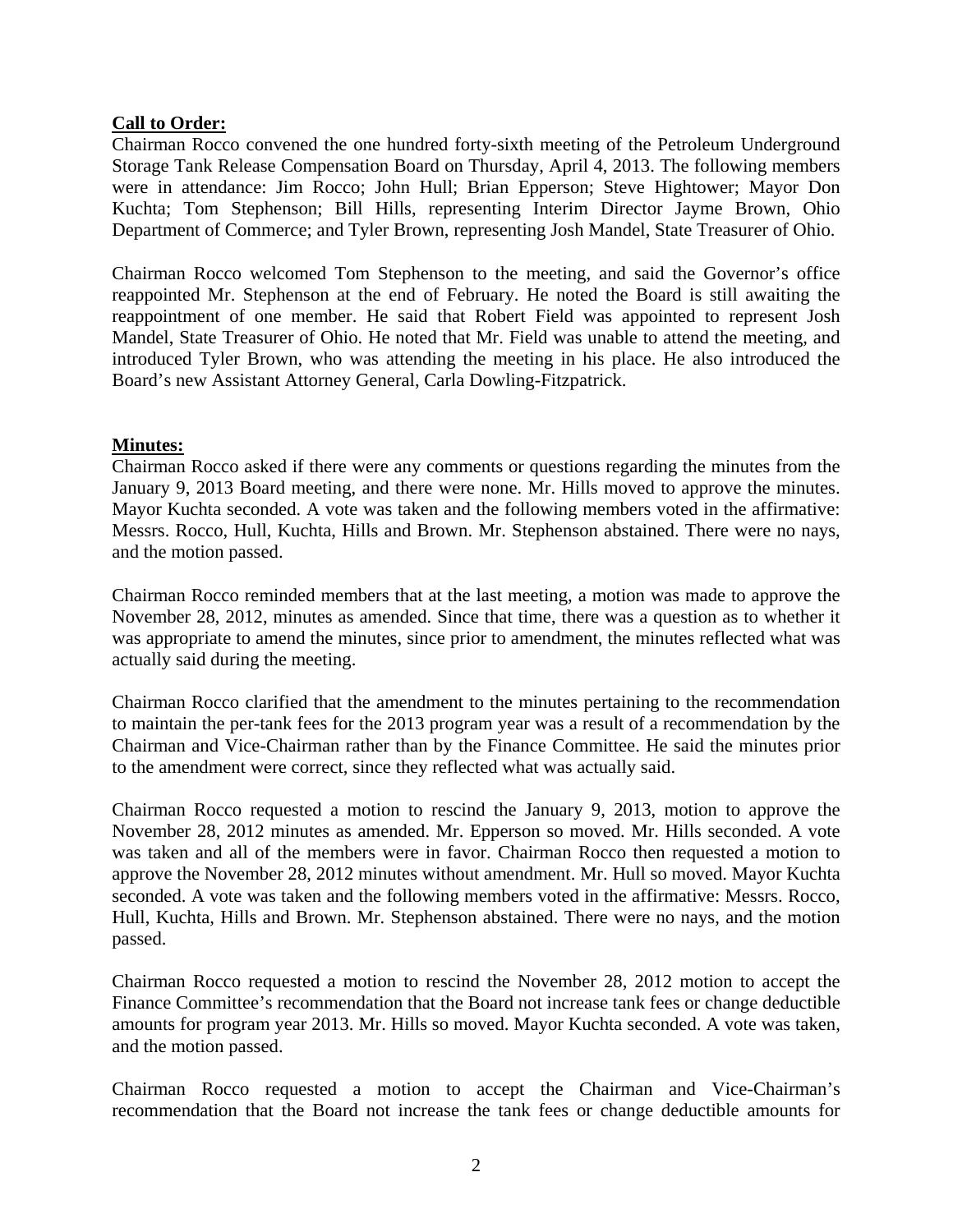**Call to Order:**

Chairman Rocco convened the one hundred forty-sixth meeting of the Petroleum Underground Storage Tank Release Compensation Board on Thursday, April 4, 2013. The following members were in attendance: Jim Rocco; John Hull; Brian Epperson; Steve Hightower; Mayor Don Kuchta; Tom Stephenson; Bill Hills, representing Interim Director Jayme Brown, Ohio Department of Commerce; and Tyler Brown, representing Josh Mandel, State Treasurer of Ohio.

Chairman Rocco welcomed Tom Stephenson to the meeting, and said the Governor's office reappointed Mr. Stephenson at the end of February. He noted the Board is still awaiting the reappointment of one member. He said that Robert Field was appointed to represent Josh Mandel, State Treasurer of Ohio. He noted that Mr. Field was unable to attend the meeting, and introduced Tyler Brown, who was attending the meeting in his place. He also introduced the Board's new Assistant Attorney General, Carla Dowling-Fitzpatrick.

**Minutes:**

Chairman Rocco asked if there were any comments or questions regarding the minutes from the January 9, 2013 Board meeting, and there were none. Mr. Hills moved to approve the minutes. Mayor Kuchta seconded. A vote was taken and the following members voted in the affirmative: Messrs. Rocco, Hull, Kuchta, Hills and Brown. Mr. Stephenson abstained. There were no nays, and the motion passed.

Chairman Rocco reminded members that at the last meeting, a motion was made to approve the November 28, 2012, minutes as amended. Since that time, there was a question as to whether it was appropriate to amend the minutes, since prior to amendment, the minutes reflected what was actually said during the meeting.

Chairman Rocco clarified that the amendment to the minutes pertaining to the recommendation to maintain the per-tank fees for the 2013 program year was a result of a recommendation by the Chairman and Vice-Chairman rather than by the Finance Committee. He said the minutes prior to the amendment were correct, since they reflected what was actually said.

Chairman Rocco requested a motion to rescind the January 9, 2013, motion to approve the November 28, 2012 minutes as amended. Mr. Epperson so moved. Mr. Hills seconded. A vote was taken and all of the members were in favor. Chairman Rocco then requested a motion to approve the November 28, 2012 minutes without amendment. Mr. Hull so moved. Mayor Kuchta seconded. A vote was taken and the following members voted in the affirmative: Messrs. Rocco, Hull, Kuchta, Hills and Brown. Mr. Stephenson abstained. There were no nays, and the motion passed.

Chairman Rocco requested a motion to rescind the November 28, 2012 motion to accept the Finance Committee's recommendation that the Board not increase tank fees or change deductible amounts for program year 2013. Mr. Hills so moved. Mayor Kuchta seconded. A vote was taken, and the motion passed.

Chairman Rocco requested a motion to accept the Chairman and Vice-Chairman's recommendation that the Board not increase the tank fees or change deductible amounts for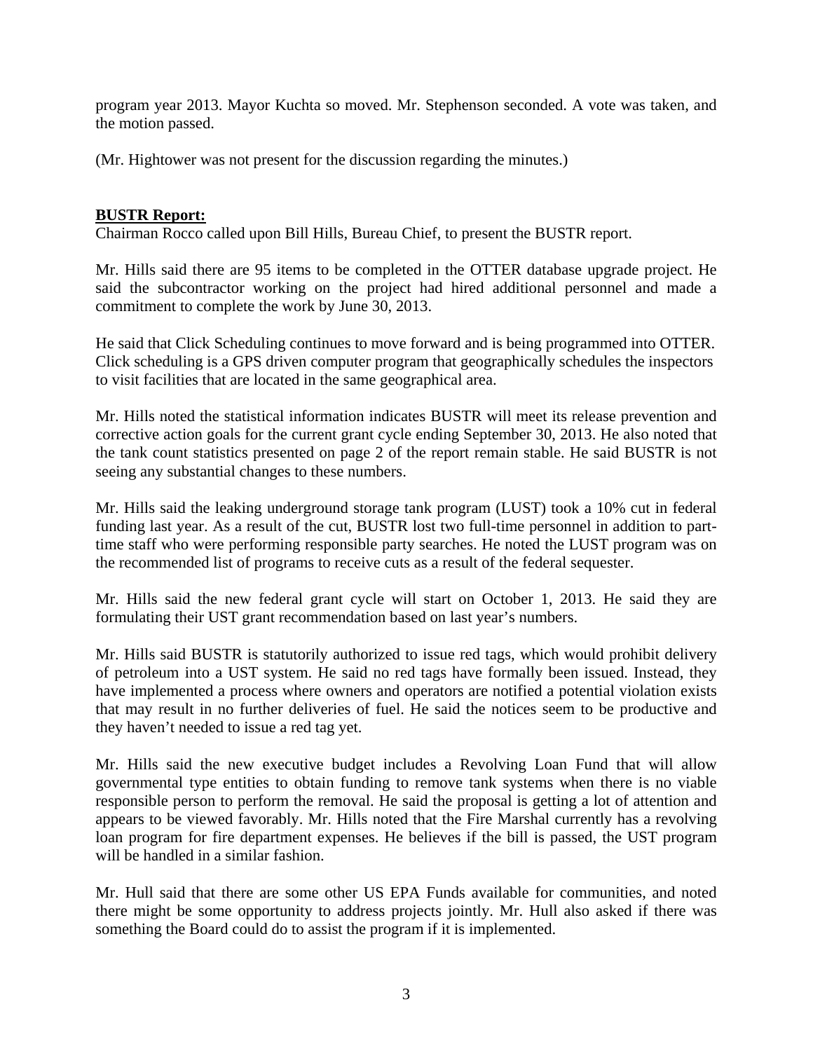program year 2013. Mayor Kuchta so moved. Mr. Stephenson seconded. A vote was taken, and the motion passed.

(Mr. Hightower was not present for the discussion regarding the minutes.)

**BUSTR Report:**

Chairman Rocco called upon Bill Hills, Bureau Chief, to present the BUSTR report.

Mr. Hills said there are 95 items to be completed in the OTTER database upgrade project. He said the subcontractor working on the project had hired additional personnel and made a commitment to complete the work by June 30, 2013.

He said that Click Scheduling continues to move forward and is being programmed into OTTER. Click scheduling is a GPS driven computer program that geographically schedules the inspectors to visit facilities that are located in the same geographical area.

Mr. Hills noted the statistical information indicates BUSTR will meet its release prevention and corrective action goals for the current grant cycle ending September 30, 2013. He also noted that the tank count statistics presented on page 2 of the report remain stable. He said BUSTR is not seeing any substantial changes to these numbers.

Mr. Hills said the leaking underground storage tank program (LUST) took a 10% cut in federal funding last year. As a result of the cut, BUSTR lost two full-time personnel in addition to part-time staff who were performing responsible party searches. He noted the LUST program was on the recommended list of programs to receive cuts as a result of the federal sequester.

Mr. Hills said the new federal grant cycle will start on October 1, 2013. He said they are formulating their UST grant recommendation based on last year's numbers.

Mr. Hills said BUSTR is statutorily authorized to issue red tags, which would prohibit delivery of petroleum into a UST system. He said no red tags have formally been issued. Instead, they have implemented a process where owners and operators are notified a potential violation exists that may result in no further deliveries of fuel. He said the notices seem to be productive and they haven't needed to issue a red tag yet.

Mr. Hills said the new executive budget includes a Revolving Loan Fund that will allow governmental type entities to obtain funding to remove tank systems when there is no viable responsible person to perform the removal. He said the proposal is getting a lot of attention and appears to be viewed favorably. Mr. Hills noted that the Fire Marshal currently has a revolving loan program for fire department expenses. He believes if the bill is passed, the UST program will be handled in a similar fashion.

Mr. Hull said that there are some other US EPA Funds available for communities, and noted there might be some opportunity to address projects jointly. Mr. Hull also asked if there was something the Board could do to assist the program if it is implemented.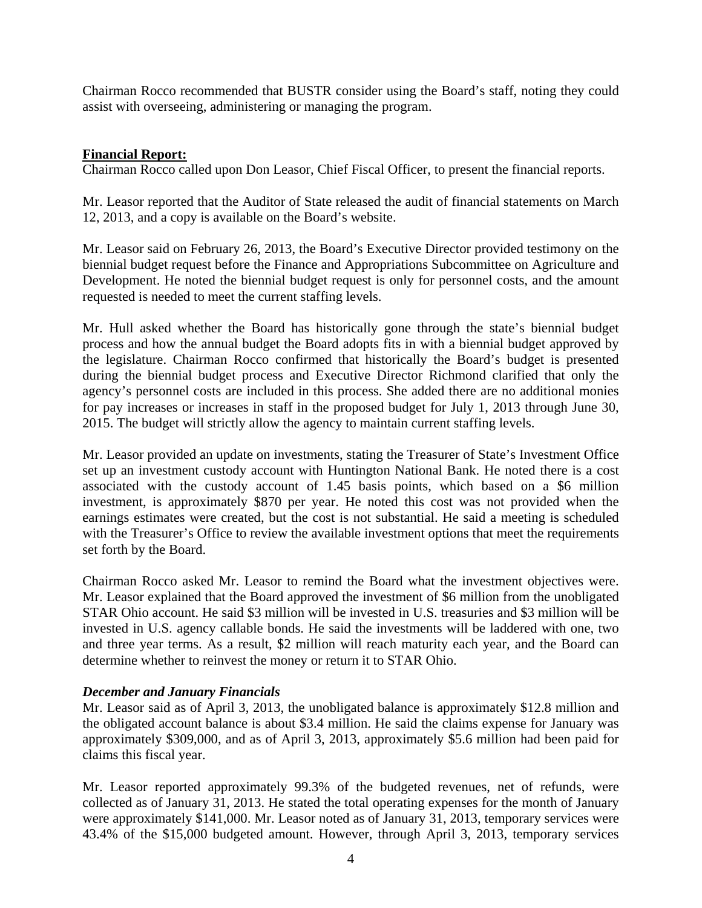Chairman Rocco recommended that BUSTR consider using the Board's staff, noting they could assist with overseeing, administering or managing the program.

**Financial Report:**

Chairman Rocco called upon Don Leasor, Chief Fiscal Officer, to present the financial reports.

Mr. Leasor reported that the Auditor of State released the audit of financial statements on March 12, 2013, and a copy is available on the Board's website.

Mr. Leasor said on February 26, 2013, the Board's Executive Director provided testimony on the biennial budget request before the Finance and Appropriations Subcommittee on Agriculture and Development. He noted the biennial budget request is only for personnel costs, and the amount requested is needed to meet the current staffing levels.

Mr. Hull asked whether the Board has historically gone through the state's biennial budget process and how the annual budget the Board adopts fits in with a biennial budget approved by the legislature. Chairman Rocco confirmed that historically the Board's budget is presented during the biennial budget process and Executive Director Richmond clarified that only the agency's personnel costs are included in this process. She added there are no additional monies for pay increases or increases in staff in the proposed budget for July 1, 2013 through June 30, 2015. The budget will strictly allow the agency to maintain current staffing levels.

Mr. Leasor provided an update on investments, stating the Treasurer of State's Investment Office set up an investment custody account with Huntington National Bank. He noted there is a cost associated with the custody account of 1.45 basis points, which based on a $6 million investment, is approximately $870 per year. He noted this cost was not provided when the earnings estimates were created, but the cost is not substantial. He said a meeting is scheduled with the Treasurer's Office to review the available investment options that meet the requirements set forth by the Board.

Chairman Rocco asked Mr. Leasor to remind the Board what the investment objectives were. Mr. Leasor explained that the Board approved the investment of $6 million from the unobligated STAR Ohio account. He said $3 million will be invested in U.S. treasuries and $3 million will be invested in U.S. agency callable bonds. He said the investments will be laddered with one, two and three year terms. As a result, $2 million will reach maturity each year, and the Board can determine whether to reinvest the money or return it to STAR Ohio.

***December and January Financials***

Mr. Leasor said as of April 3, 2013, the unobligated balance is approximately $12.8 million and the obligated account balance is about $3.4 million. He said the claims expense for January was approximately $309,000, and as of April 3, 2013, approximately $5.6 million had been paid for claims this fiscal year.

Mr. Leasor reported approximately 99.3% of the budgeted revenues, net of refunds, were collected as of January 31, 2013. He stated the total operating expenses for the month of January were approximately $141,000. Mr. Leasor noted as of January 31, 2013, temporary services were 43.4% of the $15,000 budgeted amount. However, through April 3, 2013, temporary services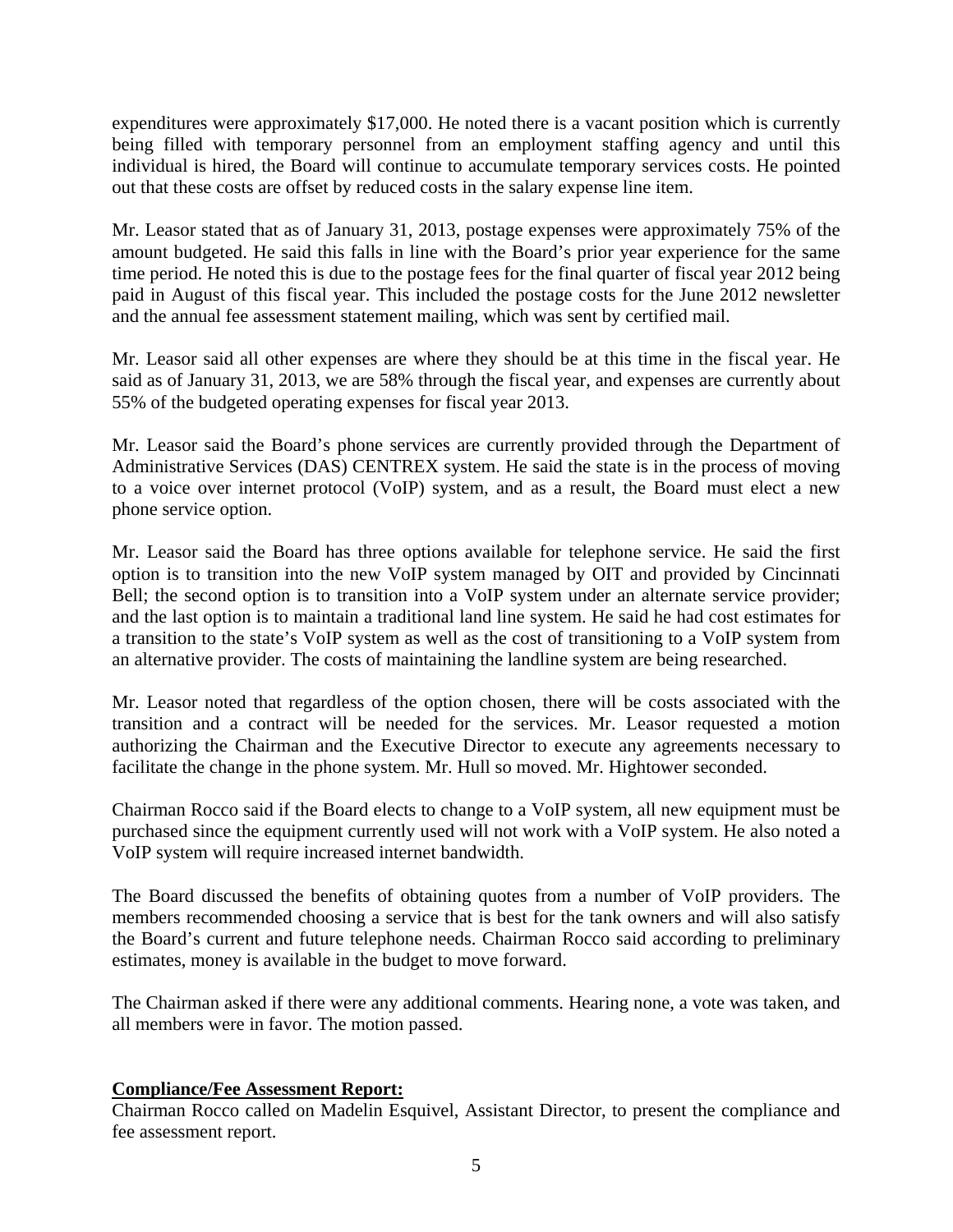expenditures were approximately $17,000. He noted there is a vacant position which is currently being filled with temporary personnel from an employment staffing agency and until this individual is hired, the Board will continue to accumulate temporary services costs. He pointed out that these costs are offset by reduced costs in the salary expense line item.

Mr. Leasor stated that as of January 31, 2013, postage expenses were approximately 75% of the amount budgeted. He said this falls in line with the Board's prior year experience for the same time period. He noted this is due to the postage fees for the final quarter of fiscal year 2012 being paid in August of this fiscal year. This included the postage costs for the June 2012 newsletter and the annual fee assessment statement mailing, which was sent by certified mail.

Mr. Leasor said all other expenses are where they should be at this time in the fiscal year. He said as of January 31, 2013, we are 58% through the fiscal year, and expenses are currently about 55% of the budgeted operating expenses for fiscal year 2013.

Mr. Leasor said the Board's phone services are currently provided through the Department of Administrative Services (DAS) CENTREX system. He said the state is in the process of moving to a voice over internet protocol (VoIP) system, and as a result, the Board must elect a new phone service option.

Mr. Leasor said the Board has three options available for telephone service. He said the first option is to transition into the new VoIP system managed by OIT and provided by Cincinnati Bell; the second option is to transition into a VoIP system under an alternate service provider; and the last option is to maintain a traditional land line system. He said he had cost estimates for a transition to the state's VoIP system as well as the cost of transitioning to a VoIP system from an alternative provider. The costs of maintaining the landline system are being researched.

Mr. Leasor noted that regardless of the option chosen, there will be costs associated with the transition and a contract will be needed for the services. Mr. Leasor requested a motion authorizing the Chairman and the Executive Director to execute any agreements necessary to facilitate the change in the phone system. Mr. Hull so moved. Mr. Hightower seconded.

Chairman Rocco said if the Board elects to change to a VoIP system, all new equipment must be purchased since the equipment currently used will not work with a VoIP system. He also noted a VoIP system will require increased internet bandwidth.

The Board discussed the benefits of obtaining quotes from a number of VoIP providers. The members recommended choosing a service that is best for the tank owners and will also satisfy the Board's current and future telephone needs. Chairman Rocco said according to preliminary estimates, money is available in the budget to move forward.

The Chairman asked if there were any additional comments. Hearing none, a vote was taken, and all members were in favor. The motion passed.

**Compliance/Fee Assessment Report:**

Chairman Rocco called on Madelin Esquivel, Assistant Director, to present the compliance and fee assessment report.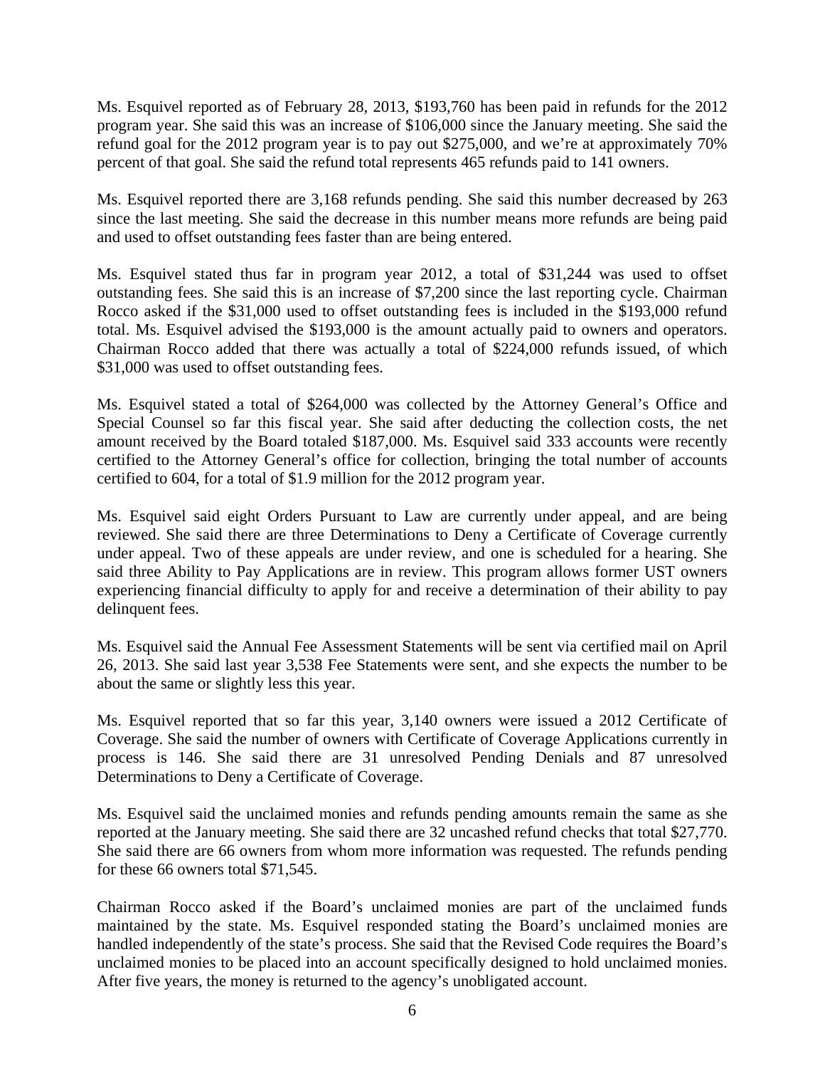Ms. Esquivel reported as of February 28, 2013, $193,760 has been paid in refunds for the 2012 program year. She said this was an increase of $106,000 since the January meeting. She said the refund goal for the 2012 program year is to pay out $275,000, and we're at approximately 70% percent of that goal. She said the refund total represents 465 refunds paid to 141 owners.

Ms. Esquivel reported there are 3,168 refunds pending. She said this number decreased by 263 since the last meeting. She said the decrease in this number means more refunds are being paid and used to offset outstanding fees faster than are being entered.

Ms. Esquivel stated thus far in program year 2012, a total of $31,244 was used to offset outstanding fees. She said this is an increase of $7,200 since the last reporting cycle. Chairman Rocco asked if the $31,000 used to offset outstanding fees is included in the $193,000 refund total. Ms. Esquivel advised the $193,000 is the amount actually paid to owners and operators. Chairman Rocco added that there was actually a total of $224,000 refunds issued, of which $31,000 was used to offset outstanding fees.

Ms. Esquivel stated a total of $264,000 was collected by the Attorney General's Office and Special Counsel so far this fiscal year. She said after deducting the collection costs, the net amount received by the Board totaled $187,000. Ms. Esquivel said 333 accounts were recently certified to the Attorney General's office for collection, bringing the total number of accounts certified to 604, for a total of $1.9 million for the 2012 program year.

Ms. Esquivel said eight Orders Pursuant to Law are currently under appeal, and are being reviewed. She said there are three Determinations to Deny a Certificate of Coverage currently under appeal. Two of these appeals are under review, and one is scheduled for a hearing. She said three Ability to Pay Applications are in review. This program allows former UST owners experiencing financial difficulty to apply for and receive a determination of their ability to pay delinquent fees.

Ms. Esquivel said the Annual Fee Assessment Statements will be sent via certified mail on April 26, 2013. She said last year 3,538 Fee Statements were sent, and she expects the number to be about the same or slightly less this year.

Ms. Esquivel reported that so far this year, 3,140 owners were issued a 2012 Certificate of Coverage. She said the number of owners with Certificate of Coverage Applications currently in process is 146. She said there are 31 unresolved Pending Denials and 87 unresolved Determinations to Deny a Certificate of Coverage.

Ms. Esquivel said the unclaimed monies and refunds pending amounts remain the same as she reported at the January meeting. She said there are 32 uncashed refund checks that total $27,770. She said there are 66 owners from whom more information was requested. The refunds pending for these 66 owners total $71,545.

Chairman Rocco asked if the Board's unclaimed monies are part of the unclaimed funds maintained by the state. Ms. Esquivel responded stating the Board's unclaimed monies are handled independently of the state's process. She said that the Revised Code requires the Board's unclaimed monies to be placed into an account specifically designed to hold unclaimed monies. After five years, the money is returned to the agency's unobligated account.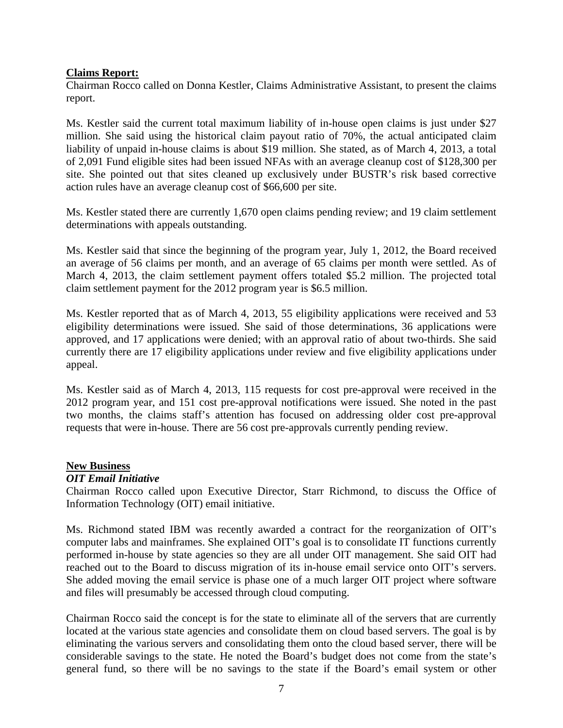**Claims Report:**

Chairman Rocco called on Donna Kestler, Claims Administrative Assistant, to present the claims report.

Ms. Kestler said the current total maximum liability of in-house open claims is just under $27 million. She said using the historical claim payout ratio of 70%, the actual anticipated claim liability of unpaid in-house claims is about $19 million. She stated, as of March 4, 2013, a total of 2,091 Fund eligible sites had been issued NFAs with an average cleanup cost of $128,300 per site. She pointed out that sites cleaned up exclusively under BUSTR's risk based corrective action rules have an average cleanup cost of $66,600 per site.

Ms. Kestler stated there are currently 1,670 open claims pending review; and 19 claim settlement determinations with appeals outstanding.

Ms. Kestler said that since the beginning of the program year, July 1, 2012, the Board received an average of 56 claims per month, and an average of 65 claims per month were settled. As of March 4, 2013, the claim settlement payment offers totaled $5.2 million. The projected total claim settlement payment for the 2012 program year is $6.5 million.

Ms. Kestler reported that as of March 4, 2013, 55 eligibility applications were received and 53 eligibility determinations were issued. She said of those determinations, 36 applications were approved, and 17 applications were denied; with an approval ratio of about two-thirds. She said currently there are 17 eligibility applications under review and five eligibility applications under appeal.

Ms. Kestler said as of March 4, 2013, 115 requests for cost pre-approval were received in the 2012 program year, and 151 cost pre-approval notifications were issued. She noted in the past two months, the claims staff's attention has focused on addressing older cost pre-approval requests that were in-house. There are 56 cost pre-approvals currently pending review.

**New Business**

***OIT Email Initiative***

Chairman Rocco called upon Executive Director, Starr Richmond, to discuss the Office of Information Technology (OIT) email initiative.

Ms. Richmond stated IBM was recently awarded a contract for the reorganization of OIT's computer labs and mainframes. She explained OIT's goal is to consolidate IT functions currently performed in-house by state agencies so they are all under OIT management. She said OIT had reached out to the Board to discuss migration of its in-house email service onto OIT's servers. She added moving the email service is phase one of a much larger OIT project where software and files will presumably be accessed through cloud computing.

Chairman Rocco said the concept is for the state to eliminate all of the servers that are currently located at the various state agencies and consolidate them on cloud based servers. The goal is by eliminating the various servers and consolidating them onto the cloud based server, there will be considerable savings to the state. He noted the Board's budget does not come from the state's general fund, so there will be no savings to the state if the Board's email system or other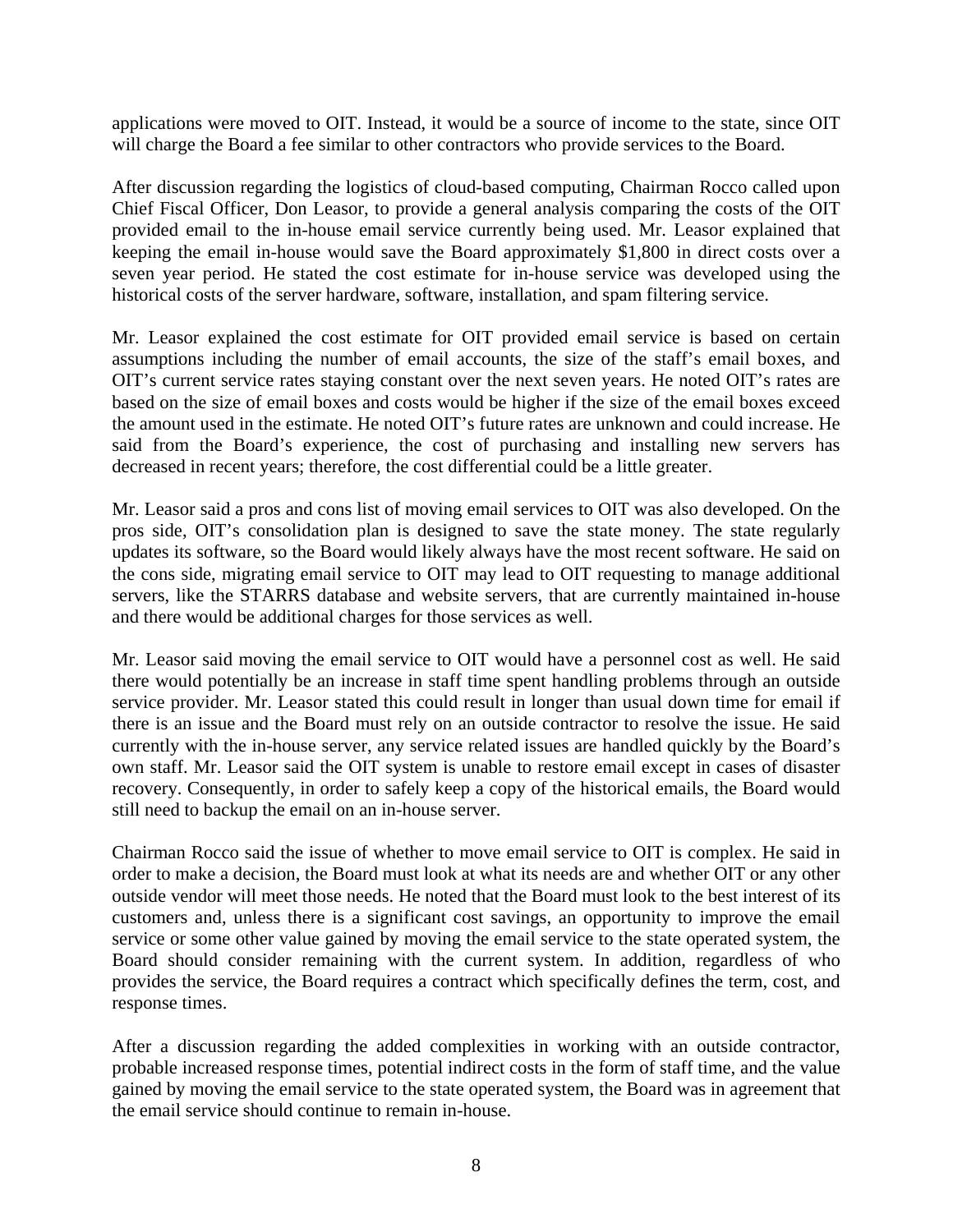applications were moved to OIT. Instead, it would be a source of income to the state, since OIT will charge the Board a fee similar to other contractors who provide services to the Board.

After discussion regarding the logistics of cloud-based computing, Chairman Rocco called upon Chief Fiscal Officer, Don Leasor, to provide a general analysis comparing the costs of the OIT provided email to the in-house email service currently being used. Mr. Leasor explained that keeping the email in-house would save the Board approximately $1,800 in direct costs over a seven year period. He stated the cost estimate for in-house service was developed using the historical costs of the server hardware, software, installation, and spam filtering service.

Mr. Leasor explained the cost estimate for OIT provided email service is based on certain assumptions including the number of email accounts, the size of the staff's email boxes, and OIT's current service rates staying constant over the next seven years. He noted OIT's rates are based on the size of email boxes and costs would be higher if the size of the email boxes exceed the amount used in the estimate. He noted OIT's future rates are unknown and could increase. He said from the Board's experience, the cost of purchasing and installing new servers has decreased in recent years; therefore, the cost differential could be a little greater.

Mr. Leasor said a pros and cons list of moving email services to OIT was also developed. On the pros side, OIT's consolidation plan is designed to save the state money. The state regularly updates its software, so the Board would likely always have the most recent software. He said on the cons side, migrating email service to OIT may lead to OIT requesting to manage additional servers, like the STARRS database and website servers, that are currently maintained in-house and there would be additional charges for those services as well.

Mr. Leasor said moving the email service to OIT would have a personnel cost as well. He said there would potentially be an increase in staff time spent handling problems through an outside service provider. Mr. Leasor stated this could result in longer than usual down time for email if there is an issue and the Board must rely on an outside contractor to resolve the issue. He said currently with the in-house server, any service related issues are handled quickly by the Board's own staff. Mr. Leasor said the OIT system is unable to restore email except in cases of disaster recovery. Consequently, in order to safely keep a copy of the historical emails, the Board would still need to backup the email on an in-house server.

Chairman Rocco said the issue of whether to move email service to OIT is complex. He said in order to make a decision, the Board must look at what its needs are and whether OIT or any other outside vendor will meet those needs. He noted that the Board must look to the best interest of its customers and, unless there is a significant cost savings, an opportunity to improve the email service or some other value gained by moving the email service to the state operated system, the Board should consider remaining with the current system. In addition, regardless of who provides the service, the Board requires a contract which specifically defines the term, cost, and response times.

After a discussion regarding the added complexities in working with an outside contractor, probable increased response times, potential indirect costs in the form of staff time, and the value gained by moving the email service to the state operated system, the Board was in agreement that the email service should continue to remain in-house.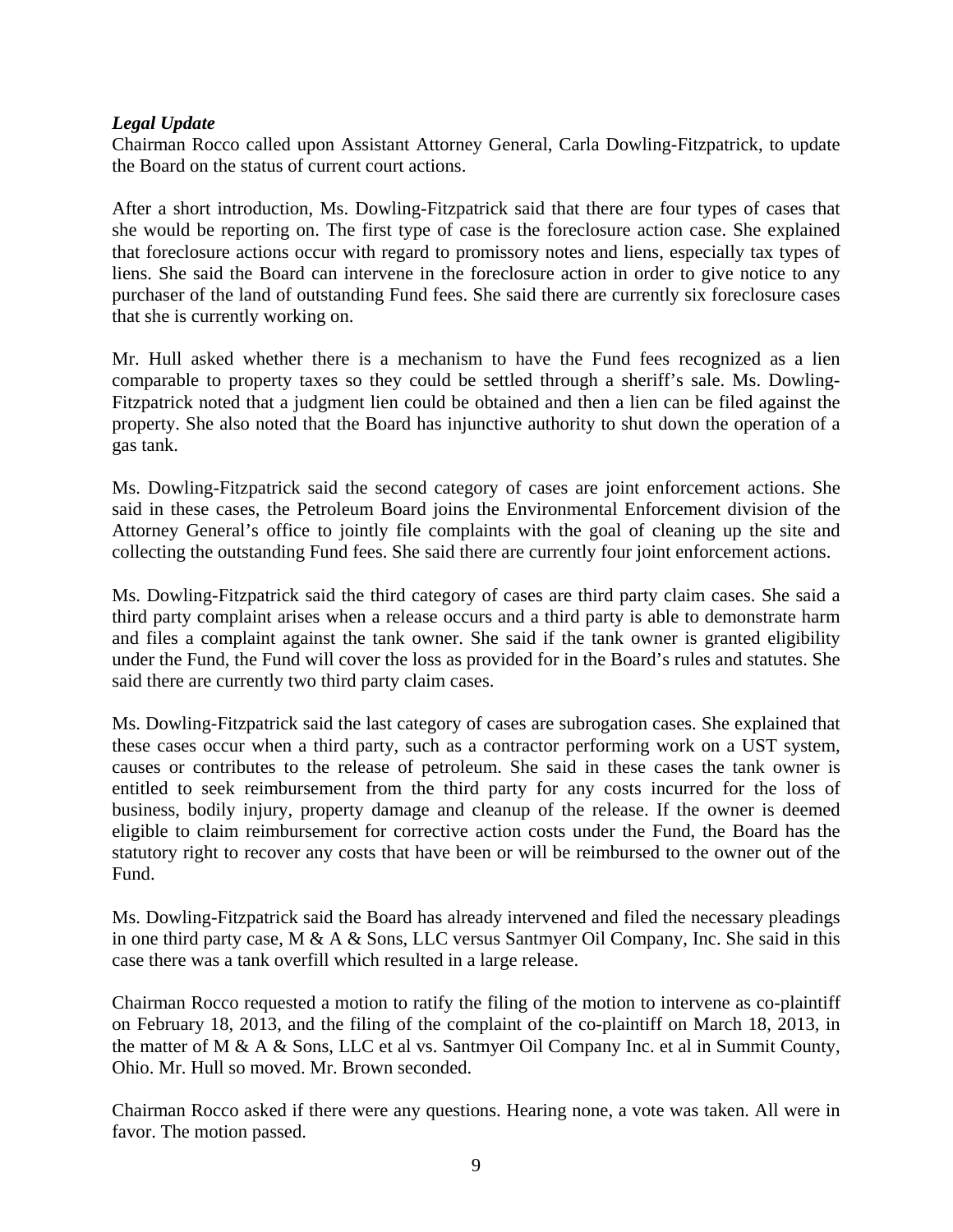***Legal Update***

Chairman Rocco called upon Assistant Attorney General, Carla Dowling-Fitzpatrick, to update the Board on the status of current court actions.

After a short introduction, Ms. Dowling-Fitzpatrick said that there are four types of cases that she would be reporting on. The first type of case is the foreclosure action case. She explained that foreclosure actions occur with regard to promissory notes and liens, especially tax types of liens. She said the Board can intervene in the foreclosure action in order to give notice to any purchaser of the land of outstanding Fund fees. She said there are currently six foreclosure cases that she is currently working on.

Mr. Hull asked whether there is a mechanism to have the Fund fees recognized as a lien comparable to property taxes so they could be settled through a sheriff's sale. Ms. Dowling-Fitzpatrick noted that a judgment lien could be obtained and then a lien can be filed against the property. She also noted that the Board has injunctive authority to shut down the operation of a gas tank.

Ms. Dowling-Fitzpatrick said the second category of cases are joint enforcement actions. She said in these cases, the Petroleum Board joins the Environmental Enforcement division of the Attorney General's office to jointly file complaints with the goal of cleaning up the site and collecting the outstanding Fund fees. She said there are currently four joint enforcement actions.

Ms. Dowling-Fitzpatrick said the third category of cases are third party claim cases. She said a third party complaint arises when a release occurs and a third party is able to demonstrate harm and files a complaint against the tank owner. She said if the tank owner is granted eligibility under the Fund, the Fund will cover the loss as provided for in the Board's rules and statutes. She said there are currently two third party claim cases.

Ms. Dowling-Fitzpatrick said the last category of cases are subrogation cases. She explained that these cases occur when a third party, such as a contractor performing work on a UST system, causes or contributes to the release of petroleum. She said in these cases the tank owner is entitled to seek reimbursement from the third party for any costs incurred for the loss of business, bodily injury, property damage and cleanup of the release. If the owner is deemed eligible to claim reimbursement for corrective action costs under the Fund, the Board has the statutory right to recover any costs that have been or will be reimbursed to the owner out of the Fund.

Ms. Dowling-Fitzpatrick said the Board has already intervened and filed the necessary pleadings in one third party case, M & A & Sons, LLC versus Santmyer Oil Company, Inc. She said in this case there was a tank overfill which resulted in a large release.

Chairman Rocco requested a motion to ratify the filing of the motion to intervene as co-plaintiff on February 18, 2013, and the filing of the complaint of the co-plaintiff on March 18, 2013, in the matter of M & A & Sons, LLC et al vs. Santmyer Oil Company Inc. et al in Summit County, Ohio. Mr. Hull so moved. Mr. Brown seconded.

Chairman Rocco asked if there were any questions. Hearing none, a vote was taken. All were in favor. The motion passed.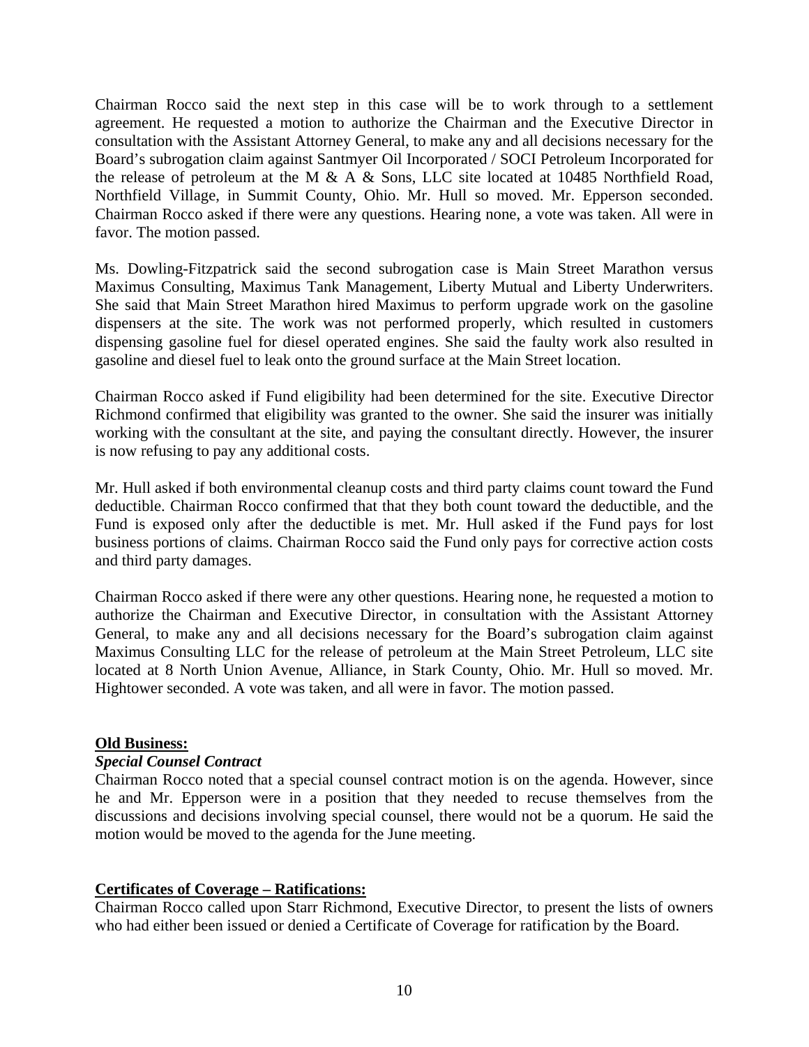Chairman Rocco said the next step in this case will be to work through to a settlement agreement. He requested a motion to authorize the Chairman and the Executive Director in consultation with the Assistant Attorney General, to make any and all decisions necessary for the Board's subrogation claim against Santmyer Oil Incorporated / SOCI Petroleum Incorporated for the release of petroleum at the M & A & Sons, LLC site located at 10485 Northfield Road, Northfield Village, in Summit County, Ohio. Mr. Hull so moved. Mr. Epperson seconded. Chairman Rocco asked if there were any questions. Hearing none, a vote was taken. All were in favor. The motion passed.

Ms. Dowling-Fitzpatrick said the second subrogation case is Main Street Marathon versus Maximus Consulting, Maximus Tank Management, Liberty Mutual and Liberty Underwriters. She said that Main Street Marathon hired Maximus to perform upgrade work on the gasoline dispensers at the site. The work was not performed properly, which resulted in customers dispensing gasoline fuel for diesel operated engines. She said the faulty work also resulted in gasoline and diesel fuel to leak onto the ground surface at the Main Street location.

Chairman Rocco asked if Fund eligibility had been determined for the site. Executive Director Richmond confirmed that eligibility was granted to the owner. She said the insurer was initially working with the consultant at the site, and paying the consultant directly. However, the insurer is now refusing to pay any additional costs.

Mr. Hull asked if both environmental cleanup costs and third party claims count toward the Fund deductible. Chairman Rocco confirmed that that they both count toward the deductible, and the Fund is exposed only after the deductible is met. Mr. Hull asked if the Fund pays for lost business portions of claims. Chairman Rocco said the Fund only pays for corrective action costs and third party damages.

Chairman Rocco asked if there were any other questions. Hearing none, he requested a motion to authorize the Chairman and Executive Director, in consultation with the Assistant Attorney General, to make any and all decisions necessary for the Board's subrogation claim against Maximus Consulting LLC for the release of petroleum at the Main Street Petroleum, LLC site located at 8 North Union Avenue, Alliance, in Stark County, Ohio. Mr. Hull so moved. Mr. Hightower seconded. A vote was taken, and all were in favor. The motion passed.

**<u>Old Business:</u>**

***Special Counsel Contract***

Chairman Rocco noted that a special counsel contract motion is on the agenda. However, since he and Mr. Epperson were in a position that they needed to recuse themselves from the discussions and decisions involving special counsel, there would not be a quorum. He said the motion would be moved to the agenda for the June meeting.

**<u>Certificates of Coverage – Ratifications:</u>**

Chairman Rocco called upon Starr Richmond, Executive Director, to present the lists of owners who had either been issued or denied a Certificate of Coverage for ratification by the Board.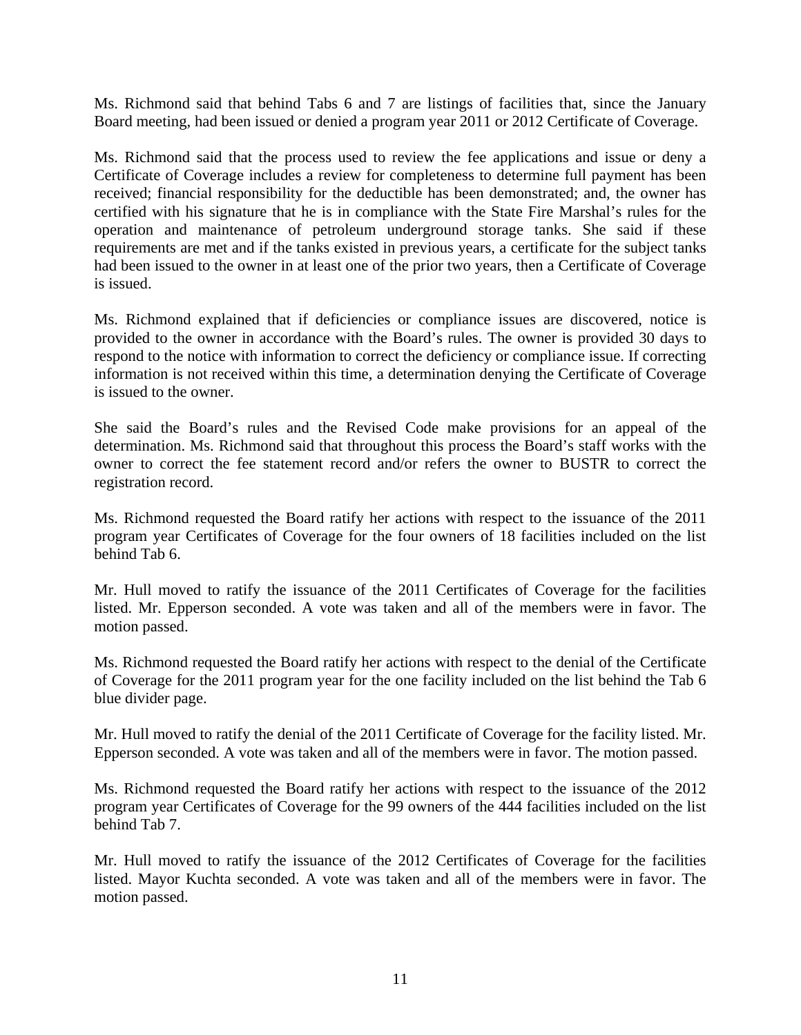Ms. Richmond said that behind Tabs 6 and 7 are listings of facilities that, since the January Board meeting, had been issued or denied a program year 2011 or 2012 Certificate of Coverage.

Ms. Richmond said that the process used to review the fee applications and issue or deny a Certificate of Coverage includes a review for completeness to determine full payment has been received; financial responsibility for the deductible has been demonstrated; and, the owner has certified with his signature that he is in compliance with the State Fire Marshal's rules for the operation and maintenance of petroleum underground storage tanks. She said if these requirements are met and if the tanks existed in previous years, a certificate for the subject tanks had been issued to the owner in at least one of the prior two years, then a Certificate of Coverage is issued.

Ms. Richmond explained that if deficiencies or compliance issues are discovered, notice is provided to the owner in accordance with the Board's rules. The owner is provided 30 days to respond to the notice with information to correct the deficiency or compliance issue. If correcting information is not received within this time, a determination denying the Certificate of Coverage is issued to the owner.

She said the Board's rules and the Revised Code make provisions for an appeal of the determination. Ms. Richmond said that throughout this process the Board's staff works with the owner to correct the fee statement record and/or refers the owner to BUSTR to correct the registration record.

Ms. Richmond requested the Board ratify her actions with respect to the issuance of the 2011 program year Certificates of Coverage for the four owners of 18 facilities included on the list behind Tab 6.

Mr. Hull moved to ratify the issuance of the 2011 Certificates of Coverage for the facilities listed. Mr. Epperson seconded. A vote was taken and all of the members were in favor. The motion passed.

Ms. Richmond requested the Board ratify her actions with respect to the denial of the Certificate of Coverage for the 2011 program year for the one facility included on the list behind the Tab 6 blue divider page.

Mr. Hull moved to ratify the denial of the 2011 Certificate of Coverage for the facility listed. Mr. Epperson seconded. A vote was taken and all of the members were in favor. The motion passed.

Ms. Richmond requested the Board ratify her actions with respect to the issuance of the 2012 program year Certificates of Coverage for the 99 owners of the 444 facilities included on the list behind Tab 7.

Mr. Hull moved to ratify the issuance of the 2012 Certificates of Coverage for the facilities listed. Mayor Kuchta seconded. A vote was taken and all of the members were in favor. The motion passed.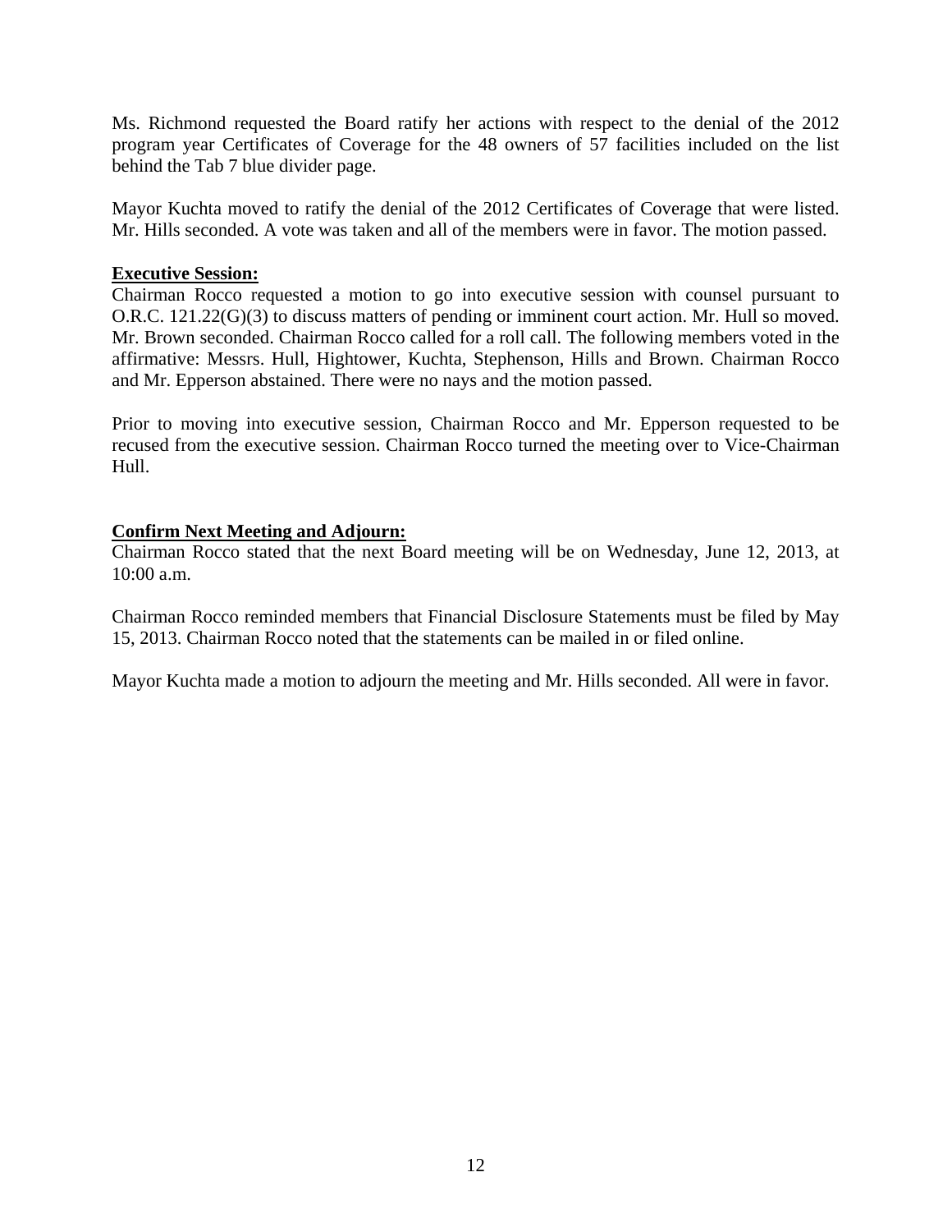Ms. Richmond requested the Board ratify her actions with respect to the denial of the 2012 program year Certificates of Coverage for the 48 owners of 57 facilities included on the list behind the Tab 7 blue divider page.

Mayor Kuchta moved to ratify the denial of the 2012 Certificates of Coverage that were listed. Mr. Hills seconded. A vote was taken and all of the members were in favor. The motion passed.

**Executive Session:**

Chairman Rocco requested a motion to go into executive session with counsel pursuant to O.R.C. 121.22(G)(3) to discuss matters of pending or imminent court action. Mr. Hull so moved. Mr. Brown seconded. Chairman Rocco called for a roll call. The following members voted in the affirmative: Messrs. Hull, Hightower, Kuchta, Stephenson, Hills and Brown. Chairman Rocco and Mr. Epperson abstained. There were no nays and the motion passed.

Prior to moving into executive session, Chairman Rocco and Mr. Epperson requested to be recused from the executive session. Chairman Rocco turned the meeting over to Vice-Chairman Hull.

**Confirm Next Meeting and Adjourn:**

Chairman Rocco stated that the next Board meeting will be on Wednesday, June 12, 2013, at 10:00 a.m.

Chairman Rocco reminded members that Financial Disclosure Statements must be filed by May 15, 2013. Chairman Rocco noted that the statements can be mailed in or filed online.

Mayor Kuchta made a motion to adjourn the meeting and Mr. Hills seconded. All were in favor.